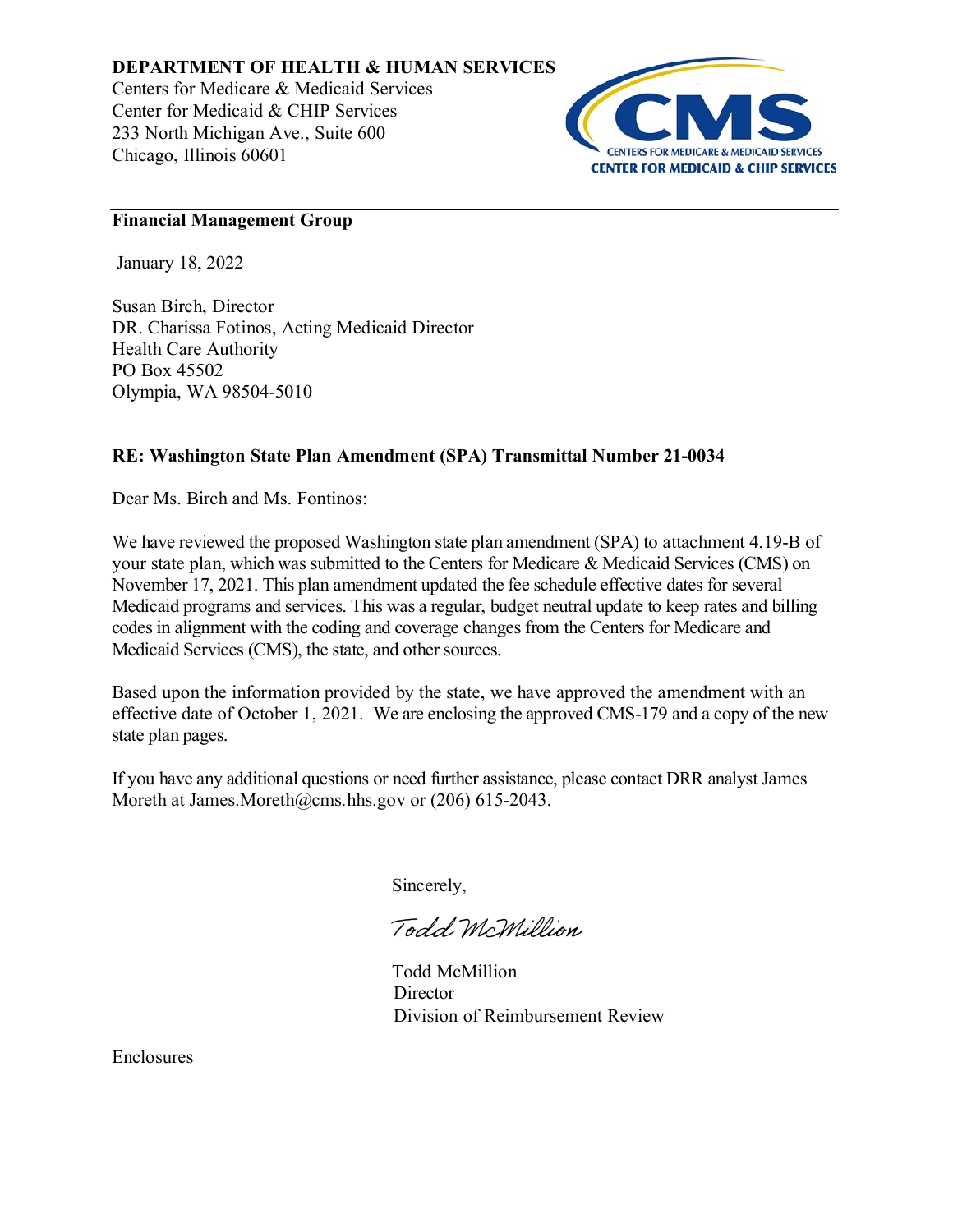**DEPARTMENT OF HEALTH & HUMAN SERVICES**
Centers for Medicare & Medicaid Services
Center for Medicaid & CHIP Services
233 North Michigan Ave., Suite 600
Chicago, Illinois 60601

CMS
CENTERS FOR MEDICARE & MEDICAID SERVICES
CENTER FOR MEDICAID & CHIP SERVICES

**Financial Management Group**

January 18, 2022

Susan Birch, Director
DR. Charissa Fotinos, Acting Medicaid Director
Health Care Authority
PO Box 45502
Olympia, WA 98504-5010

**RE: Washington State Plan Amendment (SPA) Transmittal Number 21-0034**

Dear Ms. Birch and Ms. Fontinos:

We have reviewed the proposed Washington state plan amendment (SPA) to attachment 4.19-B of your state plan, which was submitted to the Centers for Medicare & Medicaid Services (CMS) on November 17, 2021. This plan amendment updated the fee schedule effective dates for several Medicaid programs and services. This was a regular, budget neutral update to keep rates and billing codes in alignment with the coding and coverage changes from the Centers for Medicare and Medicaid Services (CMS), the state, and other sources.

Based upon the information provided by the state, we have approved the amendment with an effective date of October 1, 2021. We are enclosing the approved CMS-179 and a copy of the new state plan pages.

If you have any additional questions or need further assistance, please contact DRR analyst James Moreth at James.Moreth@cms.hhs.gov or (206) 615-2043.

Sincerely,

Todd McMillion

Todd McMillion
Director
Division of Reimbursement Review

Enclosures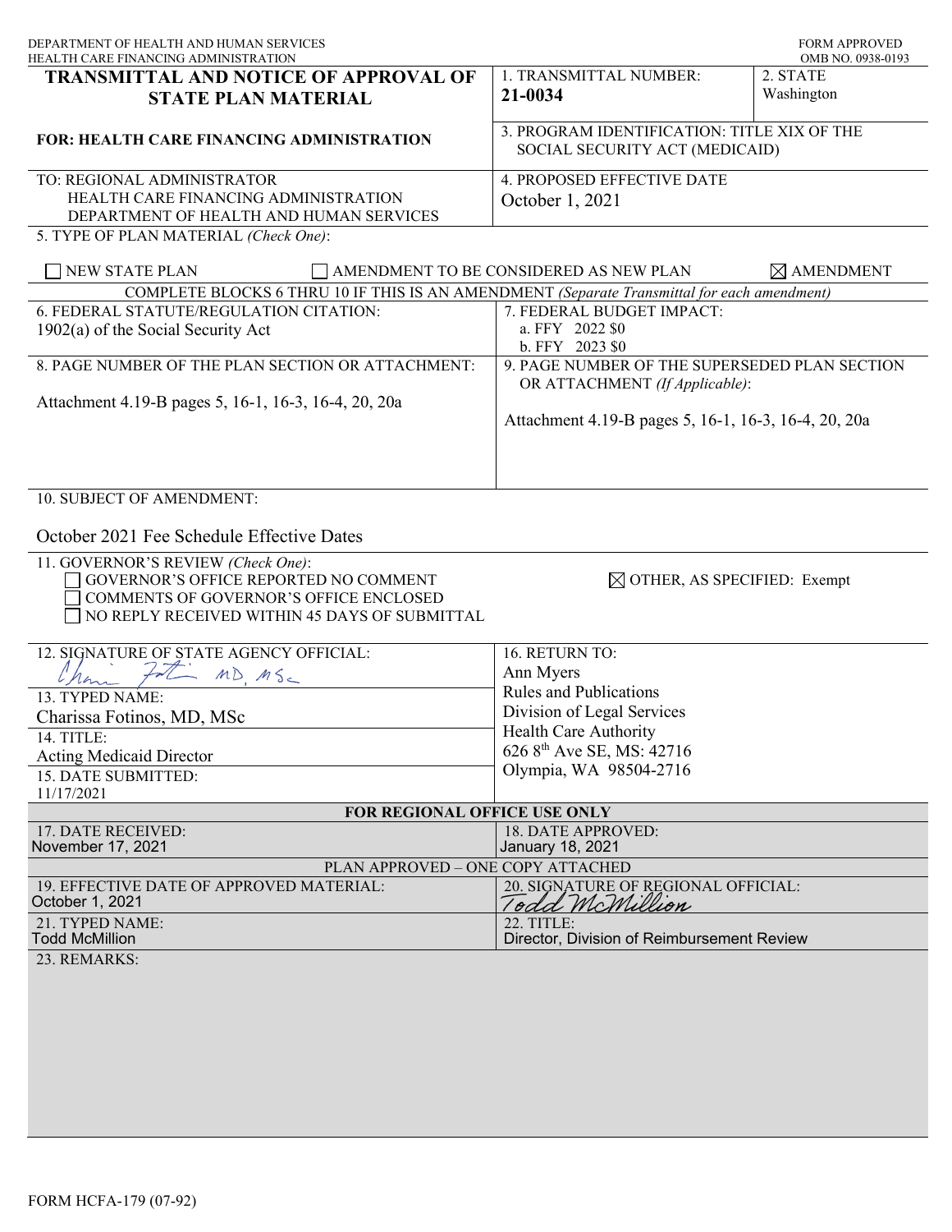DEPARTMENT OF HEALTH AND HUMAN SERVICES
HEALTH CARE FINANCING ADMINISTRATION

FORM APPROVED
OMB NO. 0938-0193

| **TRANSMITTAL AND NOTICE OF APPROVAL OF STATE PLAN MATERIAL** | 1. TRANSMITTAL NUMBER: **21-0034** | 2. STATE Washington |
|---|---|---|
| **FOR: HEALTH CARE FINANCING ADMINISTRATION** | 3. PROGRAM IDENTIFICATION: TITLE XIX OF THE SOCIAL SECURITY ACT (MEDICAID) | |
| TO: REGIONAL ADMINISTRATOR<br>HEALTH CARE FINANCING ADMINISTRATION<br>DEPARTMENT OF HEALTH AND HUMAN SERVICES | 4. PROPOSED EFFECTIVE DATE<br>October 1, 2021 | |

5. TYPE OF PLAN MATERIAL *(Check One)*:

☐ NEW STATE PLAN ☐ AMENDMENT TO BE CONSIDERED AS NEW PLAN ☒ AMENDMENT

COMPLETE BLOCKS 6 THRU 10 IF THIS IS AN AMENDMENT *(Separate Transmittal for each amendment)*

| 6. FEDERAL STATUTE/REGULATION CITATION:<br>1902(a) of the Social Security Act | 7. FEDERAL BUDGET IMPACT:<br>a. FFY 2022 $0<br>b. FFY 2023 $0 |
|---|---|
| 8. PAGE NUMBER OF THE PLAN SECTION OR ATTACHMENT:<br>Attachment 4.19-B pages 5, 16-1, 16-3, 16-4, 20, 20a | 9. PAGE NUMBER OF THE SUPERSEDED PLAN SECTION OR ATTACHMENT *(If Applicable)*:<br>Attachment 4.19-B pages 5, 16-1, 16-3, 16-4, 20, 20a |

10. SUBJECT OF AMENDMENT:

October 2021 Fee Schedule Effective Dates

11. GOVERNOR'S REVIEW *(Check One)*:

☐ GOVERNOR'S OFFICE REPORTED NO COMMENT
☐ COMMENTS OF GOVERNOR'S OFFICE ENCLOSED
☐ NO REPLY RECEIVED WITHIN 45 DAYS OF SUBMITTAL
☒ OTHER, AS SPECIFIED: Exempt

| 12. SIGNATURE OF STATE AGENCY OFFICIAL:<br>Charissa Fotinos MD, MSc | 16. RETURN TO:<br>Ann Myers<br>Rules and Publications<br>Division of Legal Services<br>Health Care Authority<br>626 8th Ave SE, MS: 42716<br>Olympia, WA 98504-2716 |
|---|---|
| 13. TYPED NAME:<br>Charissa Fotinos, MD, MSc | |
| 14. TITLE:<br>Acting Medicaid Director | |
| 15. DATE SUBMITTED:<br>11/17/2021 | |

**FOR REGIONAL OFFICE USE ONLY**

| 17. DATE RECEIVED:<br>November 17, 2021 | 18. DATE APPROVED:<br>January 18, 2021 |
|---|---|

PLAN APPROVED – ONE COPY ATTACHED

| 19. EFFECTIVE DATE OF APPROVED MATERIAL:<br>October 1, 2021 | 20. SIGNATURE OF REGIONAL OFFICIAL:<br>Todd McMillion |
|---|---|
| 21. TYPED NAME:<br>Todd McMillion | 22. TITLE:<br>Director, Division of Reimbursement Review |

23. REMARKS:

FORM HCFA-179 (07-92)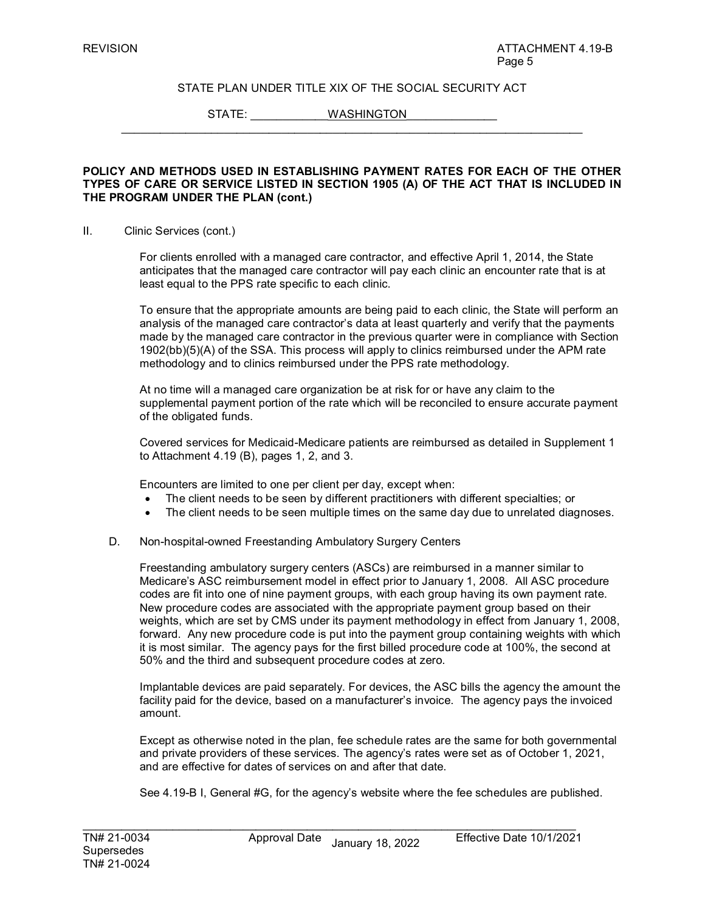STATE PLAN UNDER TITLE XIX OF THE SOCIAL SECURITY ACT

STATE: WASHINGTON

**POLICY AND METHODS USED IN ESTABLISHING PAYMENT RATES FOR EACH OF THE OTHER TYPES OF CARE OR SERVICE LISTED IN SECTION 1905 (A) OF THE ACT THAT IS INCLUDED IN THE PROGRAM UNDER THE PLAN (cont.)**

II. Clinic Services (cont.)

For clients enrolled with a managed care contractor, and effective April 1, 2014, the State anticipates that the managed care contractor will pay each clinic an encounter rate that is at least equal to the PPS rate specific to each clinic.

To ensure that the appropriate amounts are being paid to each clinic, the State will perform an analysis of the managed care contractor's data at least quarterly and verify that the payments made by the managed care contractor in the previous quarter were in compliance with Section 1902(bb)(5)(A) of the SSA. This process will apply to clinics reimbursed under the APM rate methodology and to clinics reimbursed under the PPS rate methodology.

At no time will a managed care organization be at risk for or have any claim to the supplemental payment portion of the rate which will be reconciled to ensure accurate payment of the obligated funds.

Covered services for Medicaid-Medicare patients are reimbursed as detailed in Supplement 1 to Attachment 4.19 (B), pages 1, 2, and 3.

Encounters are limited to one per client per day, except when:

- The client needs to be seen by different practitioners with different specialties; or
- The client needs to be seen multiple times on the same day due to unrelated diagnoses.

D. Non-hospital-owned Freestanding Ambulatory Surgery Centers

Freestanding ambulatory surgery centers (ASCs) are reimbursed in a manner similar to Medicare's ASC reimbursement model in effect prior to January 1, 2008. All ASC procedure codes are fit into one of nine payment groups, with each group having its own payment rate. New procedure codes are associated with the appropriate payment group based on their weights, which are set by CMS under its payment methodology in effect from January 1, 2008, forward. Any new procedure code is put into the payment group containing weights with which it is most similar. The agency pays for the first billed procedure code at 100%, the second at 50% and the third and subsequent procedure codes at zero.

Implantable devices are paid separately. For devices, the ASC bills the agency the amount the facility paid for the device, based on a manufacturer's invoice. The agency pays the invoiced amount.

Except as otherwise noted in the plan, fee schedule rates are the same for both governmental and private providers of these services. The agency's rates were set as of October 1, 2021, and are effective for dates of services on and after that date.

See 4.19-B I, General #G, for the agency's website where the fee schedules are published.

TN# 21-0034 Supersedes TN# 21-0024 | Approval Date January 18, 2022 | Effective Date 10/1/2021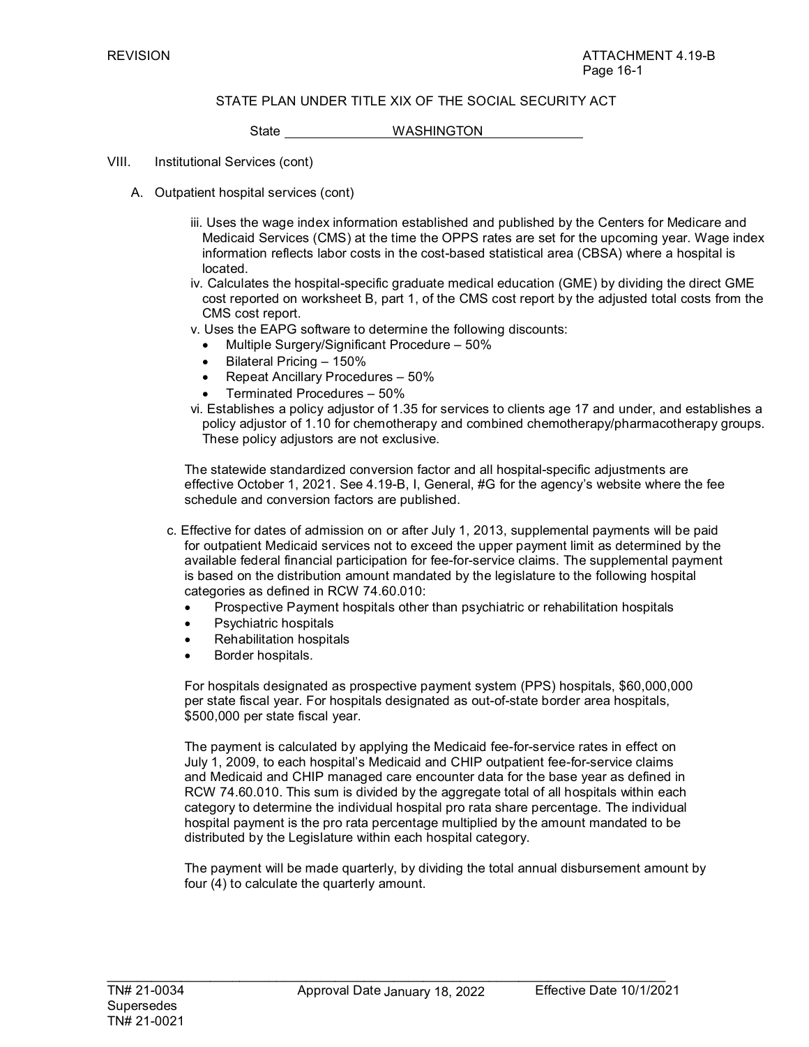STATE PLAN UNDER TITLE XIX OF THE SOCIAL SECURITY ACT

State WASHINGTON

VIII. Institutional Services (cont)

A. Outpatient hospital services (cont)

iii. Uses the wage index information established and published by the Centers for Medicare and Medicaid Services (CMS) at the time the OPPS rates are set for the upcoming year. Wage index information reflects labor costs in the cost-based statistical area (CBSA) where a hospital is located.

iv. Calculates the hospital-specific graduate medical education (GME) by dividing the direct GME cost reported on worksheet B, part 1, of the CMS cost report by the adjusted total costs from the CMS cost report.

v. Uses the EAPG software to determine the following discounts:

- Multiple Surgery/Significant Procedure – 50%
- Bilateral Pricing – 150%
- Repeat Ancillary Procedures – 50%
- Terminated Procedures – 50%

vi. Establishes a policy adjustor of 1.35 for services to clients age 17 and under, and establishes a policy adjustor of 1.10 for chemotherapy and combined chemotherapy/pharmacotherapy groups. These policy adjustors are not exclusive.

The statewide standardized conversion factor and all hospital-specific adjustments are effective October 1, 2021. See 4.19-B, I, General, #G for the agency's website where the fee schedule and conversion factors are published.

c. Effective for dates of admission on or after July 1, 2013, supplemental payments will be paid for outpatient Medicaid services not to exceed the upper payment limit as determined by the available federal financial participation for fee-for-service claims. The supplemental payment is based on the distribution amount mandated by the legislature to the following hospital categories as defined in RCW 74.60.010:

- Prospective Payment hospitals other than psychiatric or rehabilitation hospitals
- Psychiatric hospitals
- Rehabilitation hospitals
- Border hospitals.

For hospitals designated as prospective payment system (PPS) hospitals, $60,000,000 per state fiscal year. For hospitals designated as out-of-state border area hospitals, $500,000 per state fiscal year.

The payment is calculated by applying the Medicaid fee-for-service rates in effect on July 1, 2009, to each hospital's Medicaid and CHIP outpatient fee-for-service claims and Medicaid and CHIP managed care encounter data for the base year as defined in RCW 74.60.010. This sum is divided by the aggregate total of all hospitals within each category to determine the individual hospital pro rata share percentage. The individual hospital payment is the pro rata percentage multiplied by the amount mandated to be distributed by the Legislature within each hospital category.

The payment will be made quarterly, by dividing the total annual disbursement amount by four (4) to calculate the quarterly amount.

TN# 21-0034 Supersedes TN# 21-0021 | Approval Date January 18, 2022 | Effective Date 10/1/2021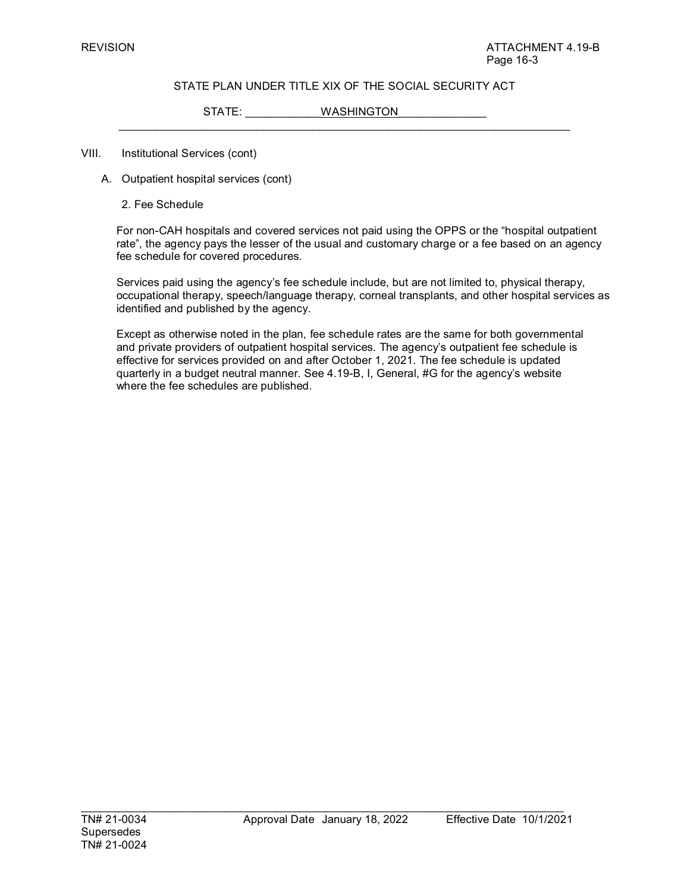STATE PLAN UNDER TITLE XIX OF THE SOCIAL SECURITY ACT

STATE: WASHINGTON

VIII. Institutional Services (cont)

A. Outpatient hospital services (cont)

2. Fee Schedule

For non-CAH hospitals and covered services not paid using the OPPS or the “hospital outpatient rate”, the agency pays the lesser of the usual and customary charge or a fee based on an agency fee schedule for covered procedures.

Services paid using the agency’s fee schedule include, but are not limited to, physical therapy, occupational therapy, speech/language therapy, corneal transplants, and other hospital services as identified and published by the agency.

Except as otherwise noted in the plan, fee schedule rates are the same for both governmental and private providers of outpatient hospital services. The agency’s outpatient fee schedule is effective for services provided on and after October 1, 2021. The fee schedule is updated quarterly in a budget neutral manner. See 4.19-B, I, General, #G for the agency’s website where the fee schedules are published.

TN# 21-0034 Supersedes TN# 21-0024 | Approval Date January 18, 2022 | Effective Date 10/1/2021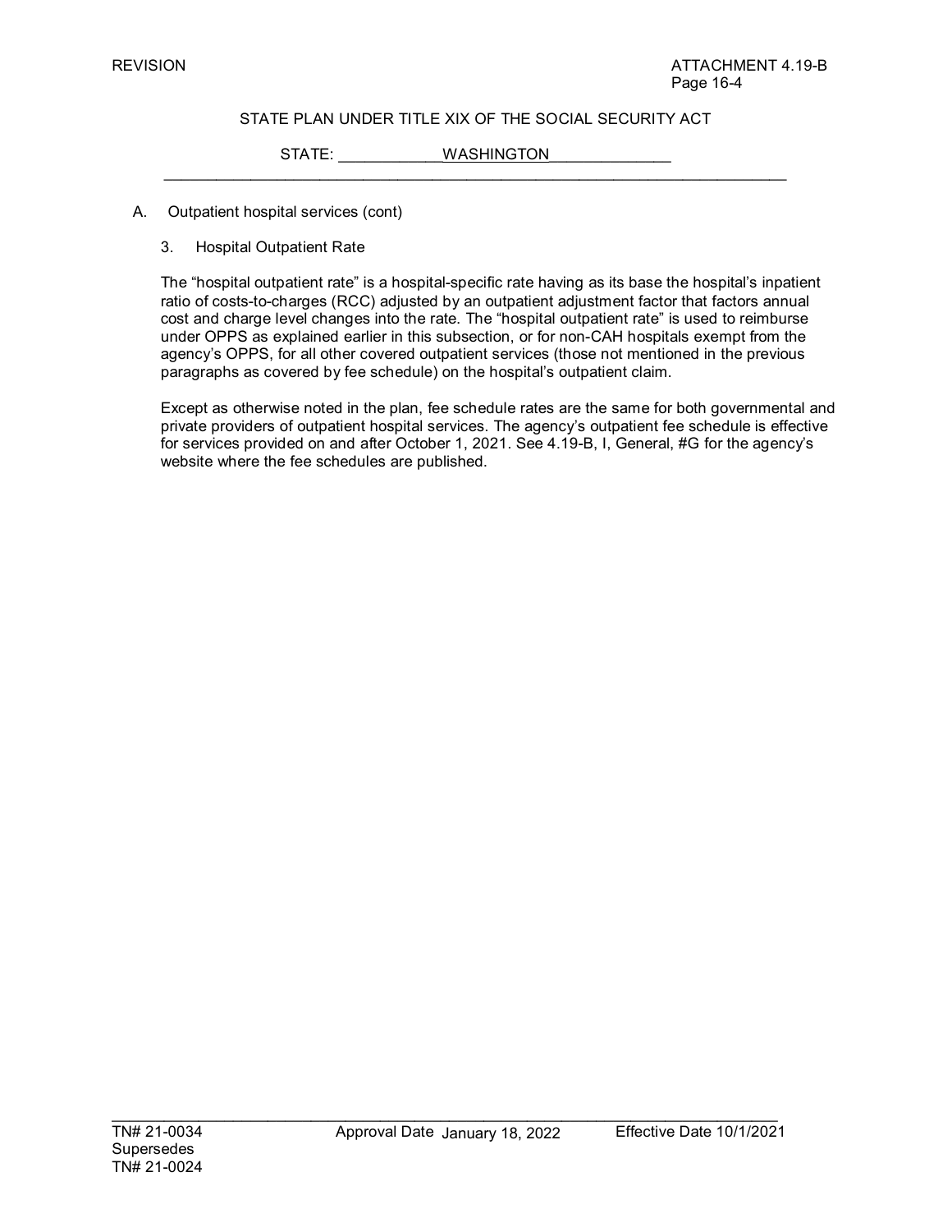STATE PLAN UNDER TITLE XIX OF THE SOCIAL SECURITY ACT

STATE: WASHINGTON

A. Outpatient hospital services (cont)

3. Hospital Outpatient Rate

The “hospital outpatient rate” is a hospital-specific rate having as its base the hospital’s inpatient ratio of costs-to-charges (RCC) adjusted by an outpatient adjustment factor that factors annual cost and charge level changes into the rate. The “hospital outpatient rate” is used to reimburse under OPPS as explained earlier in this subsection, or for non-CAH hospitals exempt from the agency’s OPPS, for all other covered outpatient services (those not mentioned in the previous paragraphs as covered by fee schedule) on the hospital’s outpatient claim.

Except as otherwise noted in the plan, fee schedule rates are the same for both governmental and private providers of outpatient hospital services. The agency’s outpatient fee schedule is effective for services provided on and after October 1, 2021. See 4.19-B, I, General, #G for the agency’s website where the fee schedules are published.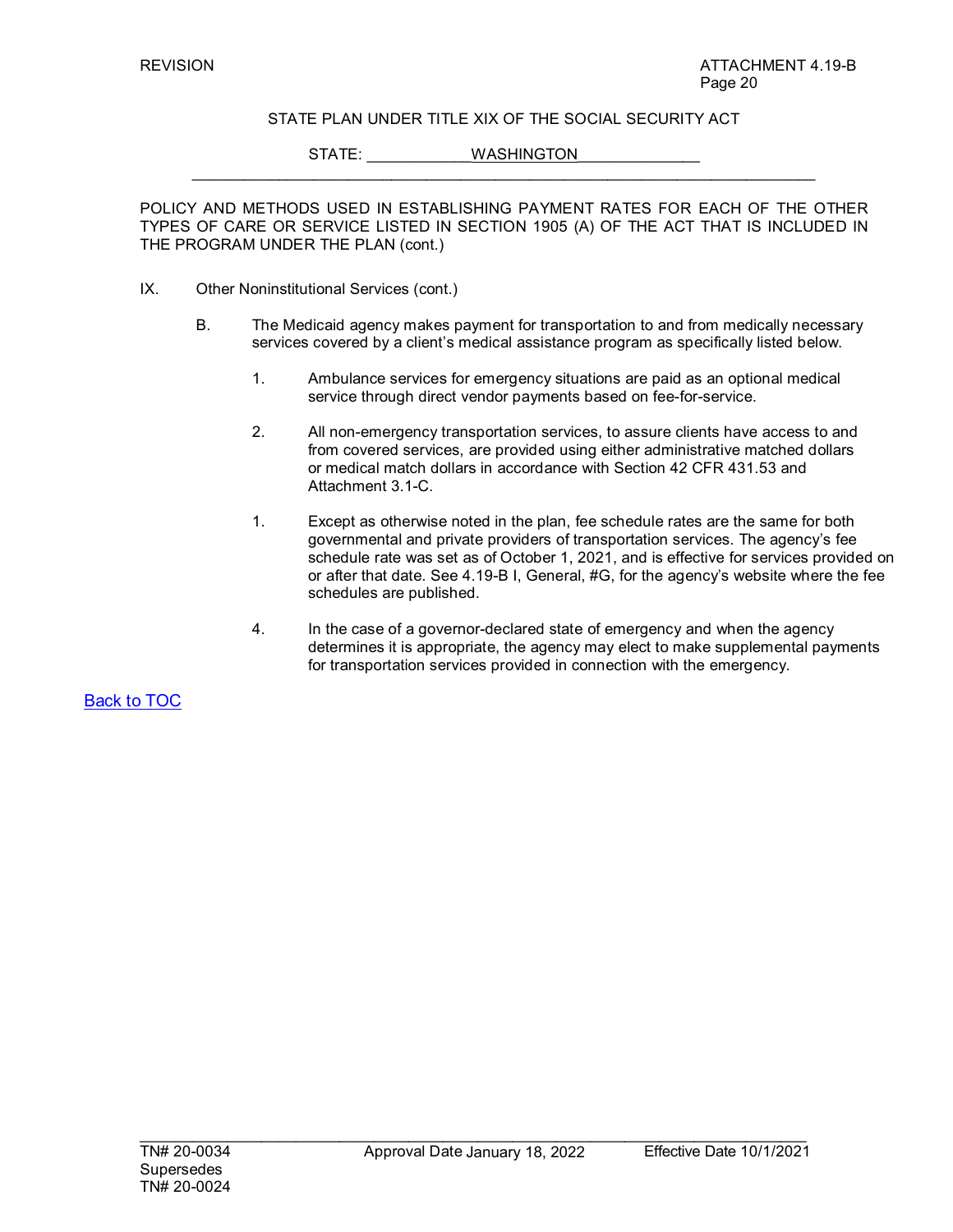REVISION

ATTACHMENT 4.19-B
Page 20

STATE PLAN UNDER TITLE XIX OF THE SOCIAL SECURITY ACT

STATE: WASHINGTON

POLICY AND METHODS USED IN ESTABLISHING PAYMENT RATES FOR EACH OF THE OTHER TYPES OF CARE OR SERVICE LISTED IN SECTION 1905 (A) OF THE ACT THAT IS INCLUDED IN THE PROGRAM UNDER THE PLAN (cont.)

IX. Other Noninstitutional Services (cont.)

B. The Medicaid agency makes payment for transportation to and from medically necessary services covered by a client's medical assistance program as specifically listed below.

1. Ambulance services for emergency situations are paid as an optional medical service through direct vendor payments based on fee-for-service.

2. All non-emergency transportation services, to assure clients have access to and from covered services, are provided using either administrative matched dollars or medical match dollars in accordance with Section 42 CFR 431.53 and Attachment 3.1-C.

1. Except as otherwise noted in the plan, fee schedule rates are the same for both governmental and private providers of transportation services. The agency's fee schedule rate was set as of October 1, 2021, and is effective for services provided on or after that date. See 4.19-B I, General, #G, for the agency's website where the fee schedules are published.

4. In the case of a governor-declared state of emergency and when the agency determines it is appropriate, the agency may elect to make supplemental payments for transportation services provided in connection with the emergency.

Back to TOC

TN# 20-0034
Supersedes
TN# 20-0024

Approval Date January 18, 2022

Effective Date 10/1/2021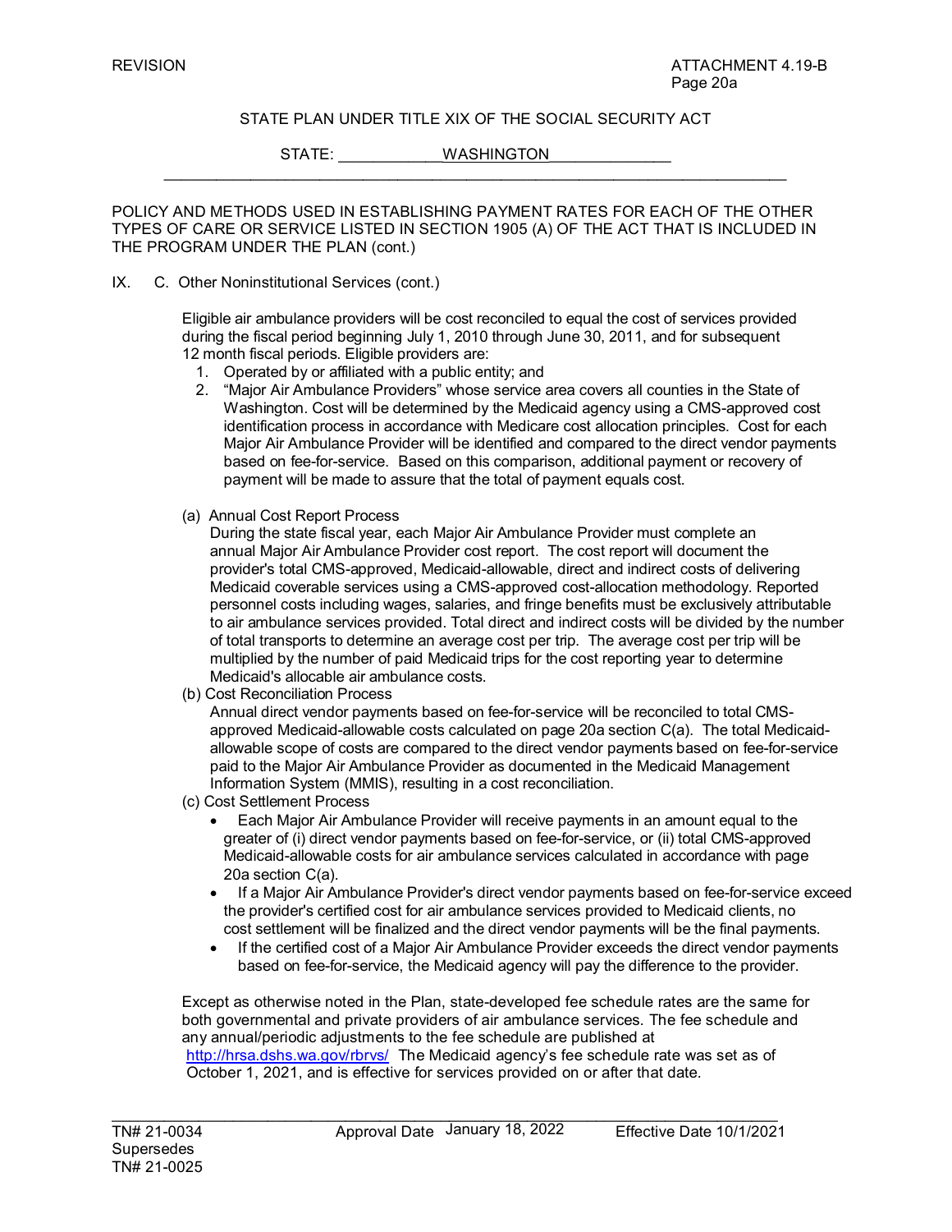STATE PLAN UNDER TITLE XIX OF THE SOCIAL SECURITY ACT

STATE: WASHINGTON

POLICY AND METHODS USED IN ESTABLISHING PAYMENT RATES FOR EACH OF THE OTHER TYPES OF CARE OR SERVICE LISTED IN SECTION 1905 (A) OF THE ACT THAT IS INCLUDED IN THE PROGRAM UNDER THE PLAN (cont.)

IX. C. Other Noninstitutional Services (cont.)

Eligible air ambulance providers will be cost reconciled to equal the cost of services provided during the fiscal period beginning July 1, 2010 through June 30, 2011, and for subsequent 12 month fiscal periods. Eligible providers are:

1. Operated by or affiliated with a public entity; and
2. "Major Air Ambulance Providers" whose service area covers all counties in the State of Washington. Cost will be determined by the Medicaid agency using a CMS-approved cost identification process in accordance with Medicare cost allocation principles. Cost for each Major Air Ambulance Provider will be identified and compared to the direct vendor payments based on fee-for-service. Based on this comparison, additional payment or recovery of payment will be made to assure that the total of payment equals cost.

(a) Annual Cost Report Process
During the state fiscal year, each Major Air Ambulance Provider must complete an annual Major Air Ambulance Provider cost report. The cost report will document the provider's total CMS-approved, Medicaid-allowable, direct and indirect costs of delivering Medicaid coverable services using a CMS-approved cost-allocation methodology. Reported personnel costs including wages, salaries, and fringe benefits must be exclusively attributable to air ambulance services provided. Total direct and indirect costs will be divided by the number of total transports to determine an average cost per trip. The average cost per trip will be multiplied by the number of paid Medicaid trips for the cost reporting year to determine Medicaid's allocable air ambulance costs.

(b) Cost Reconciliation Process
Annual direct vendor payments based on fee-for-service will be reconciled to total CMS-approved Medicaid-allowable costs calculated on page 20a section C(a). The total Medicaid-allowable scope of costs are compared to the direct vendor payments based on fee-for-service paid to the Major Air Ambulance Provider as documented in the Medicaid Management Information System (MMIS), resulting in a cost reconciliation.

(c) Cost Settlement Process

- Each Major Air Ambulance Provider will receive payments in an amount equal to the greater of (i) direct vendor payments based on fee-for-service, or (ii) total CMS-approved Medicaid-allowable costs for air ambulance services calculated in accordance with page 20a section C(a).
- If a Major Air Ambulance Provider's direct vendor payments based on fee-for-service exceed the provider's certified cost for air ambulance services provided to Medicaid clients, no cost settlement will be finalized and the direct vendor payments will be the final payments.
- If the certified cost of a Major Air Ambulance Provider exceeds the direct vendor payments based on fee-for-service, the Medicaid agency will pay the difference to the provider.

Except as otherwise noted in the Plan, state-developed fee schedule rates are the same for both governmental and private providers of air ambulance services. The fee schedule and any annual/periodic adjustments to the fee schedule are published at http://hrsa.dshs.wa.gov/rbrvs/ The Medicaid agency's fee schedule rate was set as of October 1, 2021, and is effective for services provided on or after that date.

TN# 21-0034 Supersedes TN# 21-0025 | Approval Date January 18, 2022 | Effective Date 10/1/2021